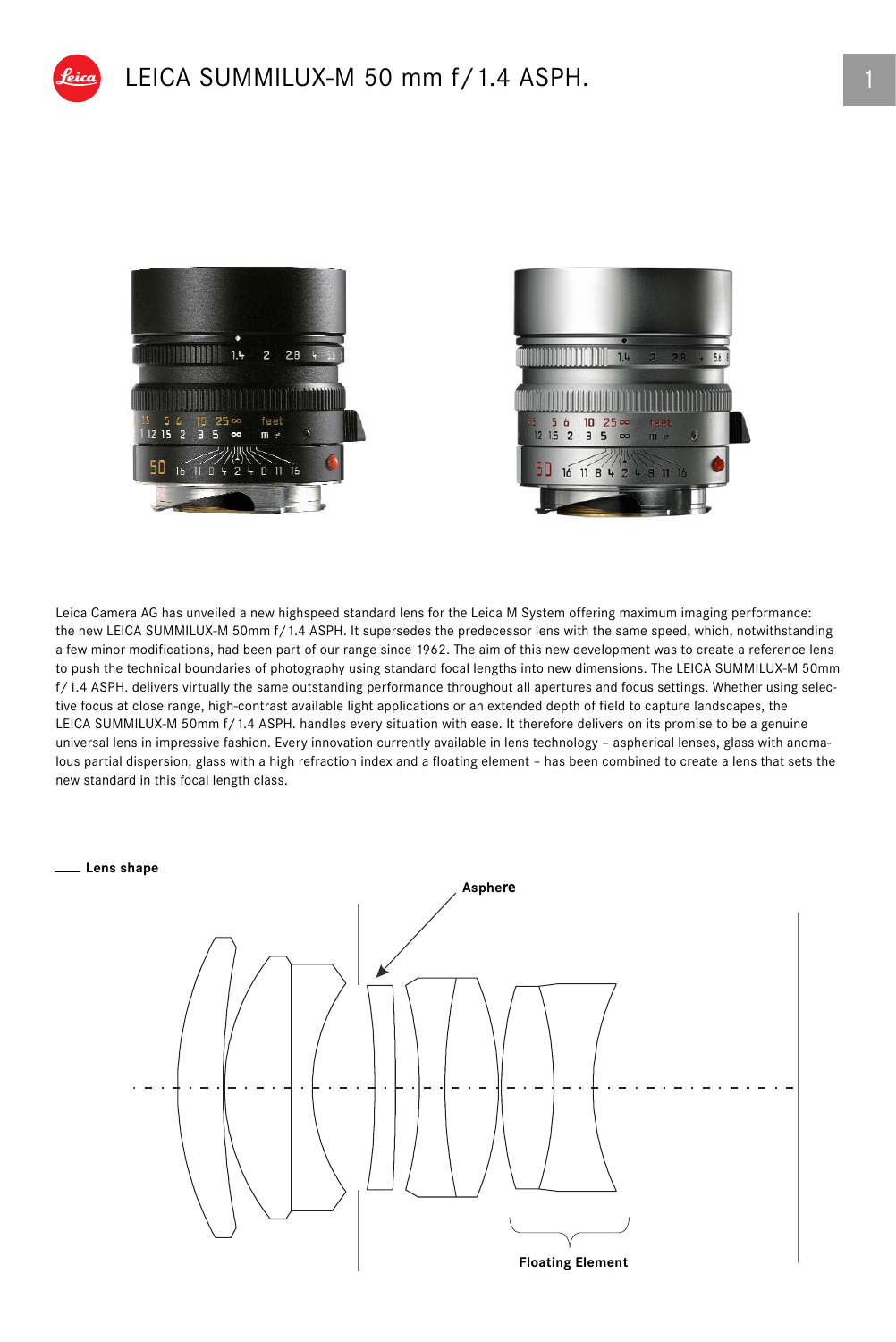# LEICA SUMMILUX-M 50 mm f / 1.4 ASPH.

Leica Camera AG has unveiled a new highspeed standard lens for the Leica M System offering maximum imaging performance: the new LEICA SUMMILUX-M 50mm f / 1.4 ASPH. It supersedes the predecessor lens with the same speed, which, notwithstanding a few minor modifications, had been part of our range since 1962. The aim of this new development was to create a reference lens to push the technical boundaries of photography using standard focal lengths into new dimensions. The LEICA SUMMILUX-M 50mm f / 1.4 ASPH. delivers virtually the same outstanding performance throughout all apertures and focus settings. Whether using selective focus at close range, high-contrast available light applications or an extended depth of field to capture landscapes, the LEICA SUMMILUX-M 50mm f / 1.4 ASPH. handles every situation with ease. It therefore delivers on its promise to be a genuine universal lens in impressive fashion. Every innovation currently available in lens technology – aspherical lenses, glass with anomalous partial dispersion, glass with a high refraction index and a floating element – has been combined to create a lens that sets the new standard in this focal length class.

**Lens shape**

Asphere

Floating Element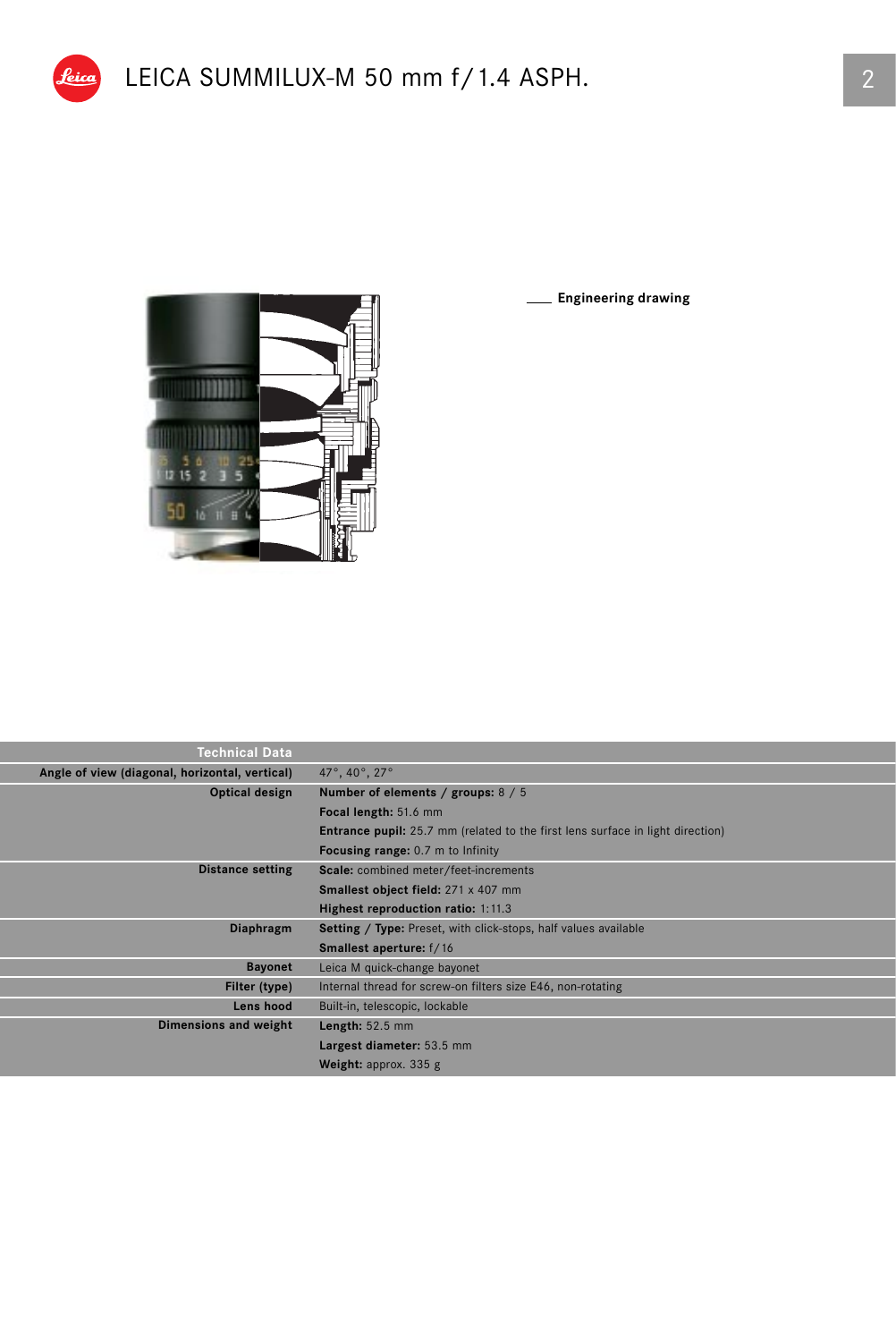# LEICA SUMMILUX-M 50 mm f/1.4 ASPH.

Engineering drawing

| Technical Data | |
|---|---|
| Angle of view (diagonal, horizontal, vertical) | 47°, 40°, 27° |
| Optical design | **Number of elements / groups:** 8 / 5 |
| | **Focal length:** 51.6 mm |
| | **Entrance pupil:** 25.7 mm (related to the first lens surface in light direction) |
| | **Focusing range:** 0.7 m to Infinity |
| Distance setting | **Scale:** combined meter/feet-increments |
| | **Smallest object field:** 271 x 407 mm |
| | **Highest reproduction ratio:** 1:11.3 |
| Diaphragm | **Setting / Type:** Preset, with click-stops, half values available |
| | **Smallest aperture:** f/16 |
| Bayonet | Leica M quick-change bayonet |
| Filter (type) | Internal thread for screw-on filters size E46, non-rotating |
| Lens hood | Built-in, telescopic, lockable |
| Dimensions and weight | **Length:** 52.5 mm |
| | **Largest diameter:** 53.5 mm |
| | **Weight:** approx. 335 g |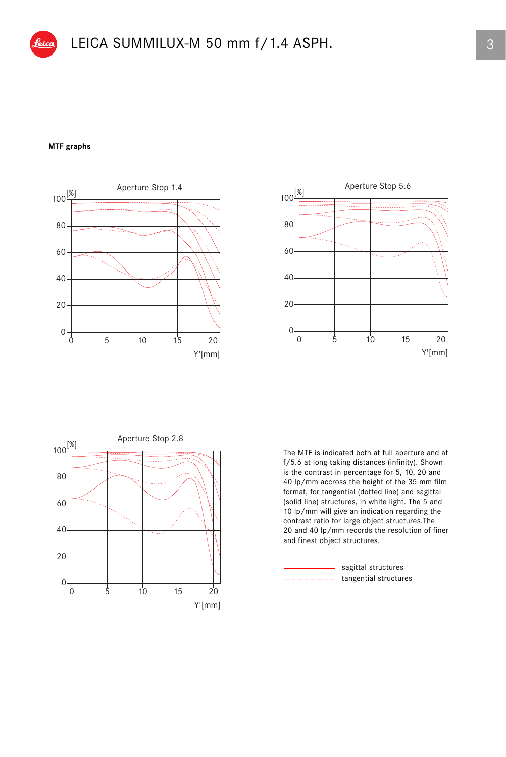# LEICA SUMMILUX-M 50 mm f/1.4 ASPH.

## MTF graphs

Aperture Stop 1.4

Aperture Stop 5.6

Aperture Stop 2.8

The MTF is indicated both at full aperture and at f/5.6 at long taking distances (infinity). Shown is the contrast in percentage for 5, 10, 20 and 40 lp/mm accross the height of the 35 mm film format, for tangential (dotted line) and sagittal (solid line) structures, in white light. The 5 and 10 lp/mm will give an indication regarding the contrast ratio for large object structures.The 20 and 40 lp/mm records the resolution of finer and finest object structures.

sagittal structures

tangential structures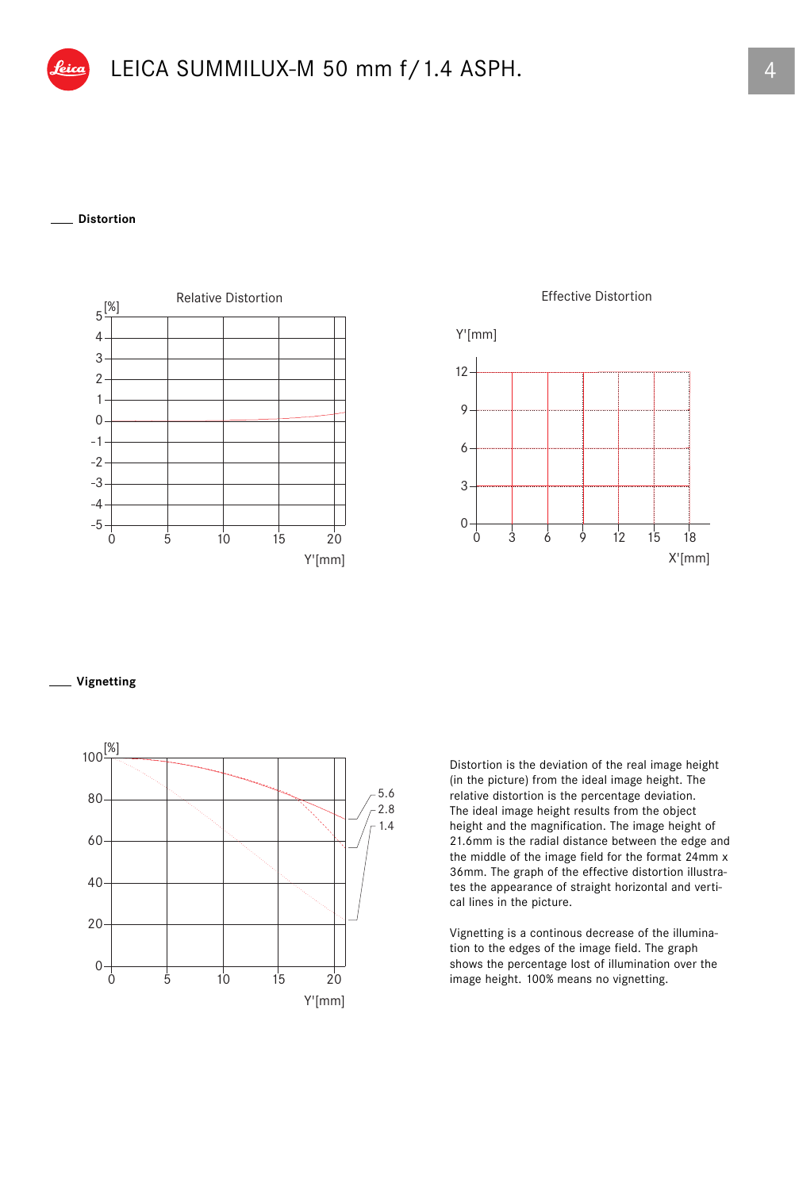# LEICA SUMMILUX-M 50 mm f/1.4 ASPH.

## Distortion

Relative Distortion

Effective Distortion

## Vignetting

Distortion is the deviation of the real image height (in the picture) from the ideal image height. The relative distortion is the percentage deviation. The ideal image height results from the object height and the magnification. The image height of 21.6mm is the radial distance between the edge and the middle of the image field for the format 24mm x 36mm. The graph of the effective distortion illustrates the appearance of straight horizontal and vertical lines in the picture.

Vignetting is a continous decrease of the illumination to the edges of the image field. The graph shows the percentage lost of illumination over the image height. 100% means no vignetting.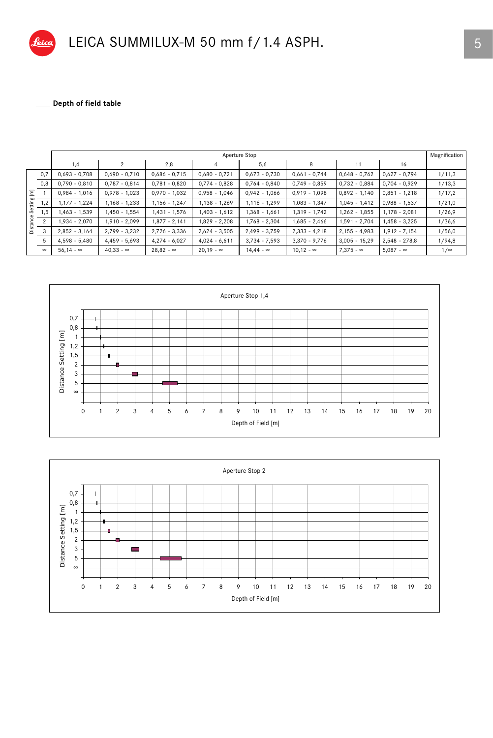LEICA SUMMILUX-M 50 mm f/1.4 ASPH.

## Depth of field table

| Distance Setting [m] | Aperture Stop 1,4 | 2 | 2,8 | 4 | 5,6 | 8 | 11 | 16 | Magnification |
|---|---|---|---|---|---|---|---|---|---|
| 0,7 | 0,693 - 0,708 | 0,690 - 0,710 | 0,686 - 0,715 | 0,680 - 0,721 | 0,673 - 0,730 | 0,661 - 0,744 | 0,648 - 0,762 | 0,627 - 0,794 | 1/11,3 |
| 0,8 | 0,790 - 0,810 | 0,787 - 0,814 | 0,781 - 0,820 | 0,774 - 0,828 | 0,764 - 0,840 | 0,749 - 0,859 | 0,732 - 0,884 | 0,704 - 0,929 | 1/13,3 |
| 1 | 0,984 - 1,016 | 0,978 - 1,023 | 0,970 - 1,032 | 0,958 - 1,046 | 0,942 - 1,066 | 0,919 - 1,098 | 0,892 - 1,140 | 0,851 - 1,218 | 1/17,2 |
| 1,2 | 1,177 - 1,224 | 1,168 - 1,233 | 1,156 - 1,247 | 1,138 - 1,269 | 1,116 - 1,299 | 1,083 - 1,347 | 1,045 - 1,412 | 0,988 - 1,537 | 1/21,0 |
| 1,5 | 1,463 - 1,539 | 1,450 - 1,554 | 1,431 - 1,576 | 1,403 - 1,612 | 1,368 - 1,661 | 1,319 - 1,742 | 1,262 - 1,855 | 1,178 - 2,081 | 1/26,9 |
| 2 | 1,934 - 2,070 | 1,910 - 2,099 | 1,877 - 2,141 | 1,829 - 2,208 | 1,768 - 2,304 | 1,685 - 2,466 | 1,591 - 2,704 | 1,458 - 3,225 | 1/36,6 |
| 3 | 2,852 - 3,164 | 2,799 - 3,232 | 2,726 - 3,336 | 2,624 - 3,505 | 2,499 - 3,759 | 2,333 - 4,218 | 2,155 - 4,983 | 1,912 - 7,154 | 1/56,0 |
| 5 | 4,598 - 5,480 | 4,459 - 5,693 | 4,274 - 6,027 | 4,024 - 6,611 | 3,734 - 7,593 | 3,370 - 9,776 | 3,005 - 15,29 | 2,548 - 278,8 | 1/94,8 |
| ∞ | 56,14 - ∞ | 40,33 - ∞ | 28,82 - ∞ | 20,19 - ∞ | 14,44 - ∞ | 10,12 - ∞ | 7,375 - ∞ | 5,087 - ∞ | 1/∞ |

Aperture Stop 1,4

Distance Setting [m] / Depth of Field [m]

Aperture Stop 2

Distance Setting [m] / Depth of Field [m]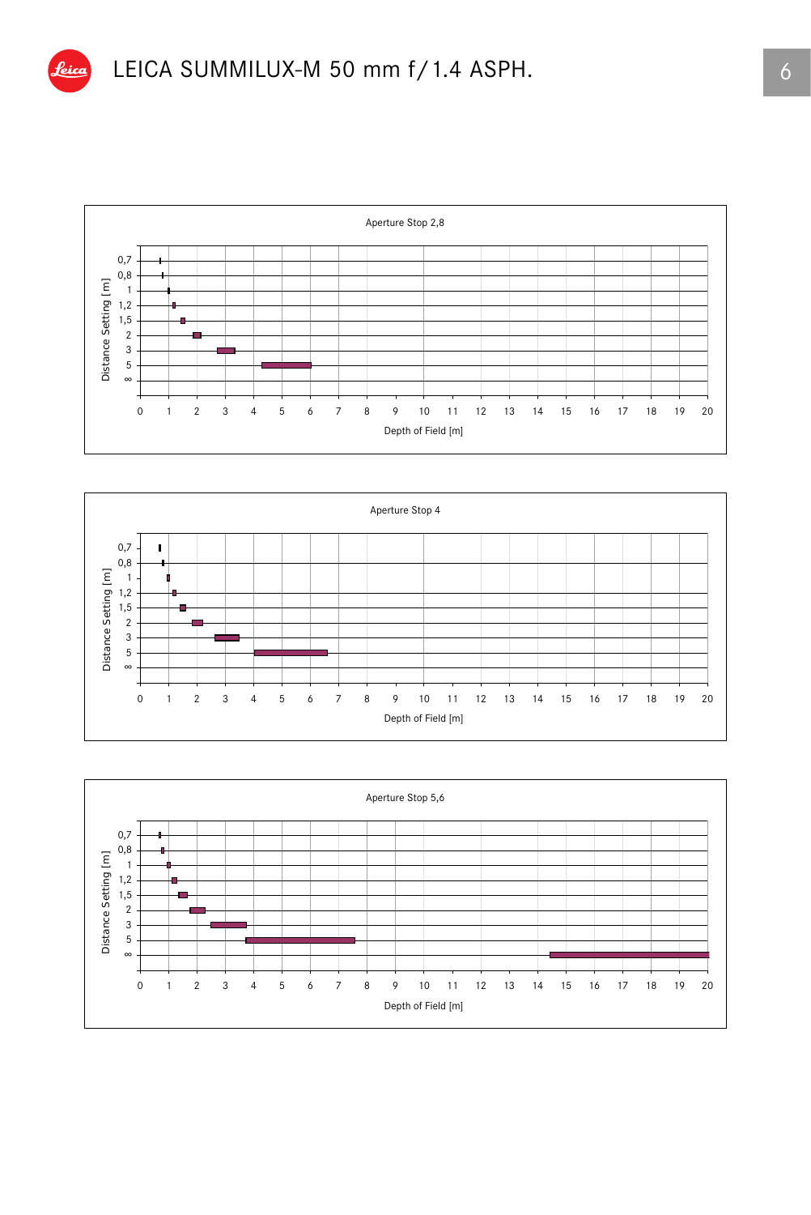# LEICA SUMMILUX-M 50 mm f/1.4 ASPH.

Aperture Stop 2,8

Distance Setting [m]: 0,7 · 0,8 · 1 · 1,2 · 1,5 · 2 · 3 · 5 · ∞

Depth of Field [m]: 0 1 2 3 4 5 6 7 8 9 10 11 12 13 14 15 16 17 18 19 20

Aperture Stop 4

Distance Setting [m]: 0,7 · 0,8 · 1 · 1,2 · 1,5 · 2 · 3 · 5 · ∞

Depth of Field [m]: 0 1 2 3 4 5 6 7 8 9 10 11 12 13 14 15 16 17 18 19 20

Aperture Stop 5,6

Distance Setting [m]: 0,7 · 0,8 · 1 · 1,2 · 1,5 · 2 · 3 · 5 · ∞

Depth of Field [m]: 0 1 2 3 4 5 6 7 8 9 10 11 12 13 14 15 16 17 18 19 20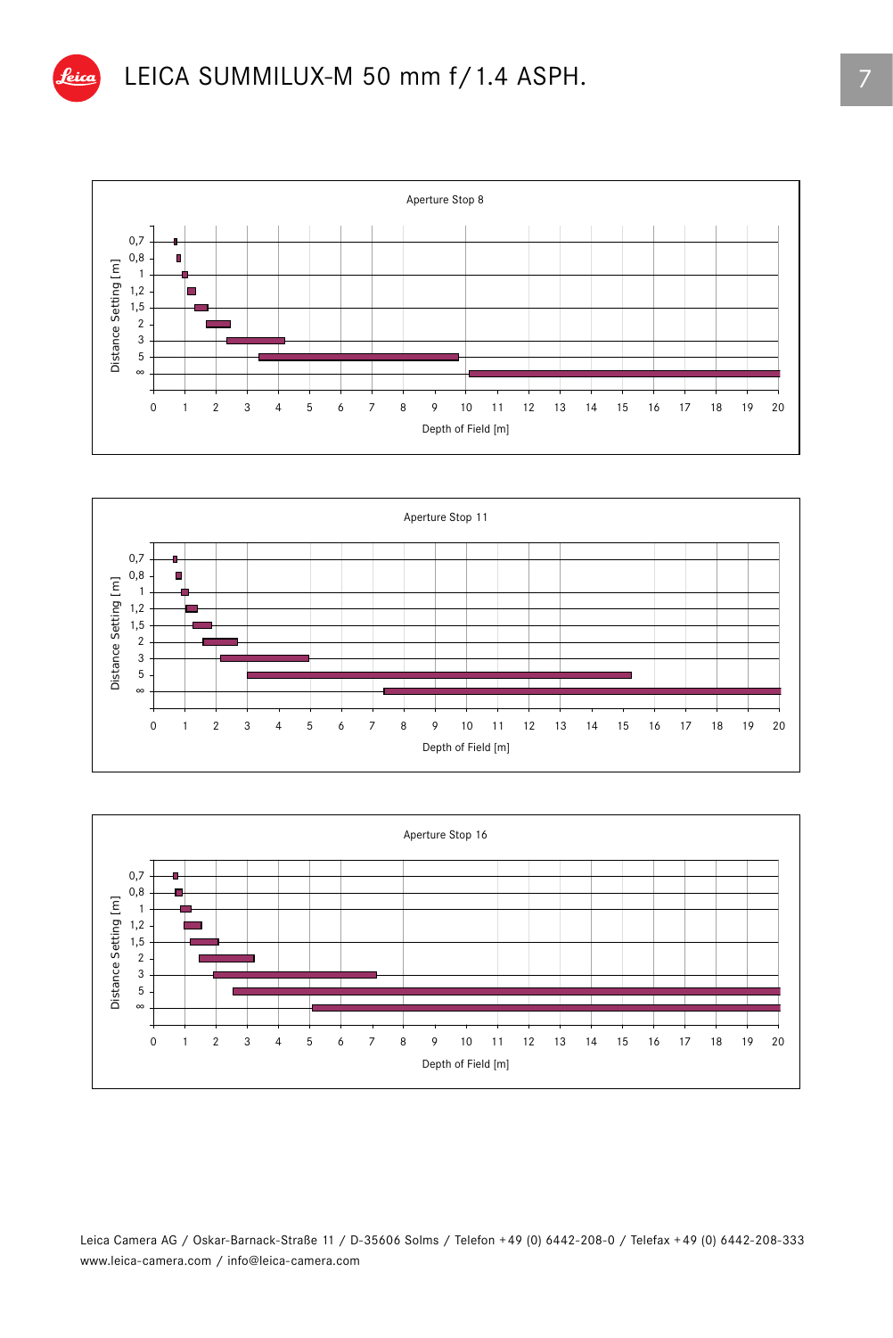# LEICA SUMMILUX-M 50 mm f/1.4 ASPH.

Aperture Stop 8

Distance Setting [m]

0,7
0,8
1
1,2
1,5
2
3
5
∞

0 1 2 3 4 5 6 7 8 9 10 11 12 13 14 15 16 17 18 19 20

Depth of Field [m]

Aperture Stop 11

Distance Setting [m]

0,7
0,8
1
1,2
1,5
2
3
5
∞

0 1 2 3 4 5 6 7 8 9 10 11 12 13 14 15 16 17 18 19 20

Depth of Field [m]

Aperture Stop 16

Distance Setting [m]

0,7
0,8
1
1,2
1,5
2
3
5
∞

0 1 2 3 4 5 6 7 8 9 10 11 12 13 14 15 16 17 18 19 20

Depth of Field [m]

Leica Camera AG / Oskar-Barnack-Straße 11 / D-35606 Solms / Telefon +49 (0) 6442-208-0 / Telefax +49 (0) 6442-208-333
www.leica-camera.com / info@leica-camera.com